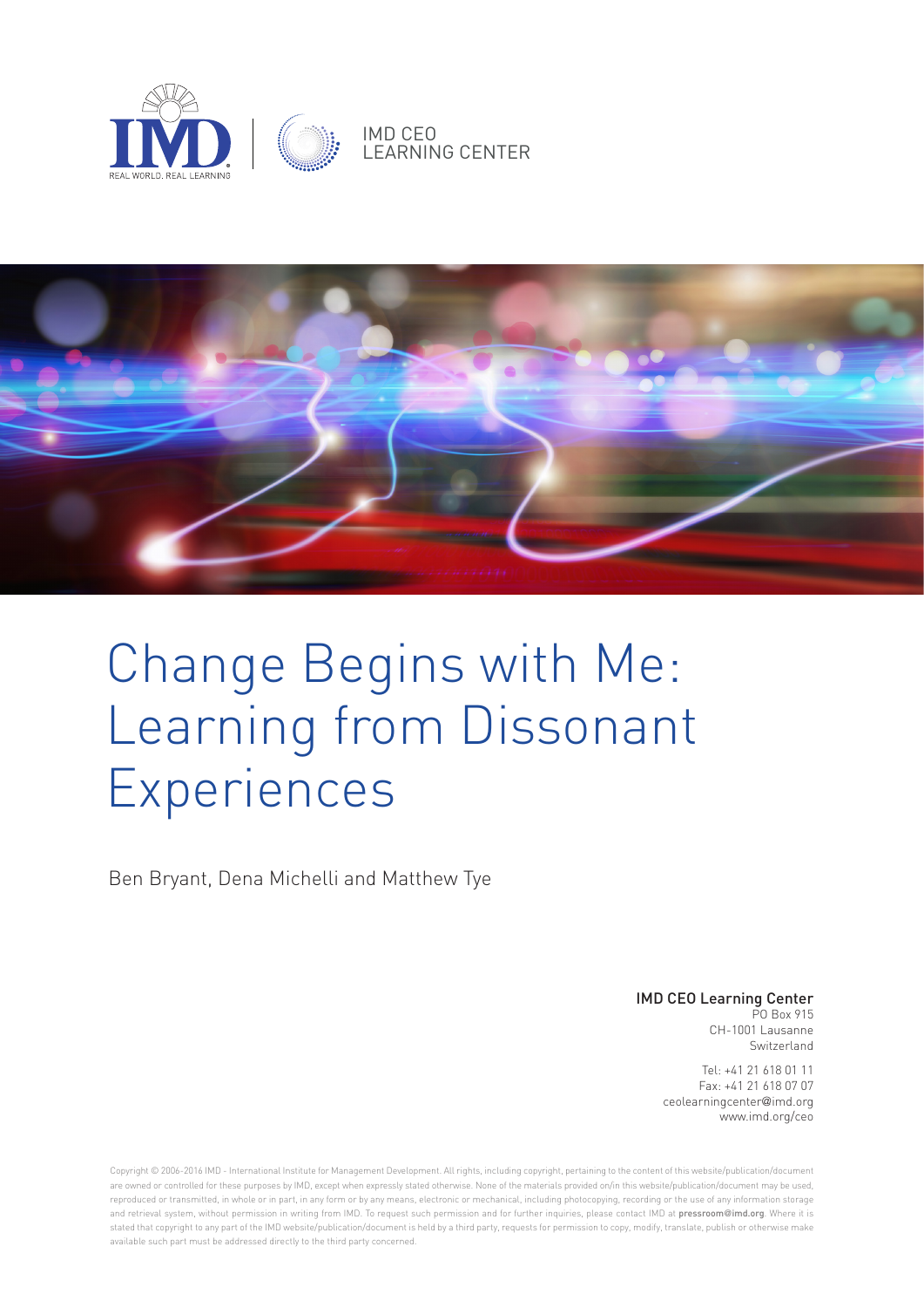IMD CEO LEARNING CENTER

# Change Begins with Me: Learning from Dissonant Experiences

Ben Bryant, Dena Michelli and Matthew Tye

**IMD CEO Learning Center**
PO Box 915
CH-1001 Lausanne
Switzerland

Tel: +41 21 618 01 11
Fax: +41 21 618 07 07
ceolearningcenter@imd.org
www.imd.org/ceo

Copyright © 2006-2016 IMD - International Institute for Management Development. All rights, including copyright, pertaining to the content of this website/publication/document are owned or controlled for these purposes by IMD, except when expressly stated otherwise. None of the materials provided on/in this website/publication/document may be used, reproduced or transmitted, in whole or in part, in any form or by any means, electronic or mechanical, including photocopying, recording or the use of any information storage and retrieval system, without permission in writing from IMD. To request such permission and for further inquiries, please contact IMD at **pressroom@imd.org**. Where it is stated that copyright to any part of the IMD website/publication/document is held by a third party, requests for permission to copy, modify, translate, publish or otherwise make available such part must be addressed directly to the third party concerned.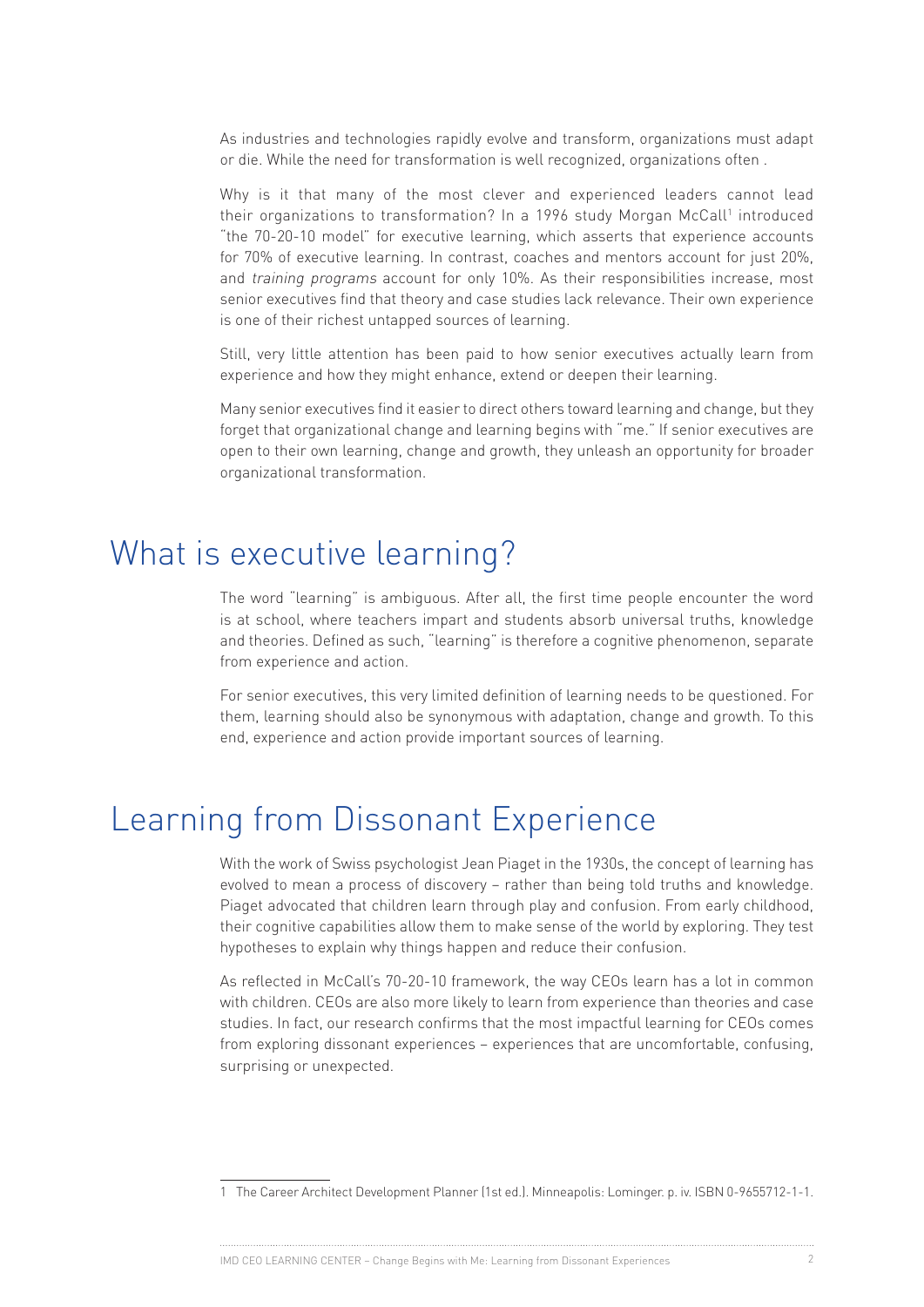As industries and technologies rapidly evolve and transform, organizations must adapt or die. While the need for transformation is well recognized, organizations often .

Why is it that many of the most clever and experienced leaders cannot lead their organizations to transformation? In a 1996 study Morgan McCall[1] introduced "the 70-20-10 model" for executive learning, which asserts that experience accounts for 70% of executive learning. In contrast, coaches and mentors account for just 20%, and *training programs* account for only 10%. As their responsibilities increase, most senior executives find that theory and case studies lack relevance. Their own experience is one of their richest untapped sources of learning.

Still, very little attention has been paid to how senior executives actually learn from experience and how they might enhance, extend or deepen their learning.

Many senior executives find it easier to direct others toward learning and change, but they forget that organizational change and learning begins with "me." If senior executives are open to their own learning, change and growth, they unleash an opportunity for broader organizational transformation.

# What is executive learning?

The word "learning" is ambiguous. After all, the first time people encounter the word is at school, where teachers impart and students absorb universal truths, knowledge and theories. Defined as such, "learning" is therefore a cognitive phenomenon, separate from experience and action.

For senior executives, this very limited definition of learning needs to be questioned. For them, learning should also be synonymous with adaptation, change and growth. To this end, experience and action provide important sources of learning.

# Learning from Dissonant Experience

With the work of Swiss psychologist Jean Piaget in the 1930s, the concept of learning has evolved to mean a process of discovery – rather than being told truths and knowledge. Piaget advocated that children learn through play and confusion. From early childhood, their cognitive capabilities allow them to make sense of the world by exploring. They test hypotheses to explain why things happen and reduce their confusion.

As reflected in McCall's 70-20-10 framework, the way CEOs learn has a lot in common with children. CEOs are also more likely to learn from experience than theories and case studies. In fact, our research confirms that the most impactful learning for CEOs comes from exploring dissonant experiences – experiences that are uncomfortable, confusing, surprising or unexpected.

---

1 The Career Architect Development Planner (1st ed.). Minneapolis: Lominger. p. iv. ISBN 0-9655712-1-1.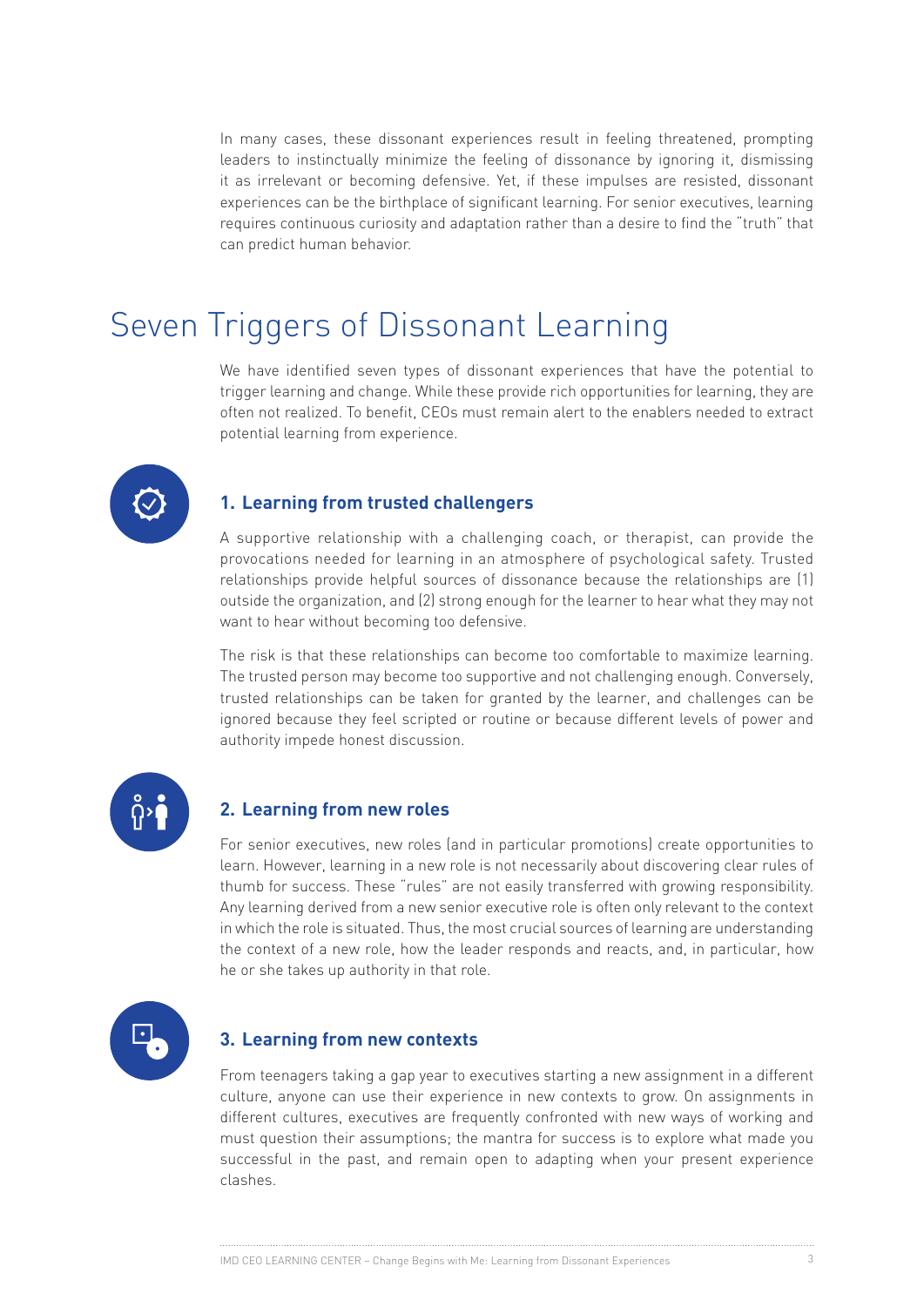In many cases, these dissonant experiences result in feeling threatened, prompting leaders to instinctually minimize the feeling of dissonance by ignoring it, dismissing it as irrelevant or becoming defensive. Yet, if these impulses are resisted, dissonant experiences can be the birthplace of significant learning. For senior executives, learning requires continuous curiosity and adaptation rather than a desire to find the "truth" that can predict human behavior.

# Seven Triggers of Dissonant Learning

We have identified seven types of dissonant experiences that have the potential to trigger learning and change. While these provide rich opportunities for learning, they are often not realized. To benefit, CEOs must remain alert to the enablers needed to extract potential learning from experience.

### 1. Learning from trusted challengers

A supportive relationship with a challenging coach, or therapist, can provide the provocations needed for learning in an atmosphere of psychological safety. Trusted relationships provide helpful sources of dissonance because the relationships are (1) outside the organization, and (2) strong enough for the learner to hear what they may not want to hear without becoming too defensive.

The risk is that these relationships can become too comfortable to maximize learning. The trusted person may become too supportive and not challenging enough. Conversely, trusted relationships can be taken for granted by the learner, and challenges can be ignored because they feel scripted or routine or because different levels of power and authority impede honest discussion.

### 2. Learning from new roles

For senior executives, new roles (and in particular promotions) create opportunities to learn. However, learning in a new role is not necessarily about discovering clear rules of thumb for success. These "rules" are not easily transferred with growing responsibility. Any learning derived from a new senior executive role is often only relevant to the context in which the role is situated. Thus, the most crucial sources of learning are understanding the context of a new role, how the leader responds and reacts, and, in particular, how he or she takes up authority in that role.

### 3. Learning from new contexts

From teenagers taking a gap year to executives starting a new assignment in a different culture, anyone can use their experience in new contexts to grow. On assignments in different cultures, executives are frequently confronted with new ways of working and must question their assumptions; the mantra for success is to explore what made you successful in the past, and remain open to adapting when your present experience clashes.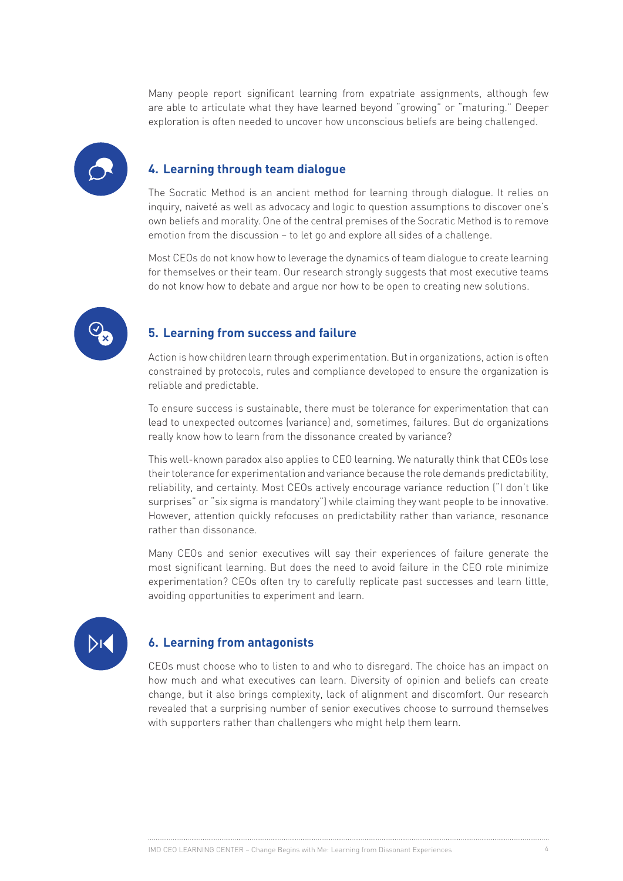Many people report significant learning from expatriate assignments, although few are able to articulate what they have learned beyond "growing" or "maturing." Deeper exploration is often needed to uncover how unconscious beliefs are being challenged.

## 4. Learning through team dialogue

The Socratic Method is an ancient method for learning through dialogue. It relies on inquiry, naiveté as well as advocacy and logic to question assumptions to discover one's own beliefs and morality. One of the central premises of the Socratic Method is to remove emotion from the discussion – to let go and explore all sides of a challenge.

Most CEOs do not know how to leverage the dynamics of team dialogue to create learning for themselves or their team. Our research strongly suggests that most executive teams do not know how to debate and argue nor how to be open to creating new solutions.

## 5. Learning from success and failure

Action is how children learn through experimentation. But in organizations, action is often constrained by protocols, rules and compliance developed to ensure the organization is reliable and predictable.

To ensure success is sustainable, there must be tolerance for experimentation that can lead to unexpected outcomes (variance) and, sometimes, failures. But do organizations really know how to learn from the dissonance created by variance?

This well-known paradox also applies to CEO learning. We naturally think that CEOs lose their tolerance for experimentation and variance because the role demands predictability, reliability, and certainty. Most CEOs actively encourage variance reduction ("I don't like surprises" or "six sigma is mandatory") while claiming they want people to be innovative. However, attention quickly refocuses on predictability rather than variance, resonance rather than dissonance.

Many CEOs and senior executives will say their experiences of failure generate the most significant learning. But does the need to avoid failure in the CEO role minimize experimentation? CEOs often try to carefully replicate past successes and learn little, avoiding opportunities to experiment and learn.

## 6. Learning from antagonists

CEOs must choose who to listen to and who to disregard. The choice has an impact on how much and what executives can learn. Diversity of opinion and beliefs can create change, but it also brings complexity, lack of alignment and discomfort. Our research revealed that a surprising number of senior executives choose to surround themselves with supporters rather than challengers who might help them learn.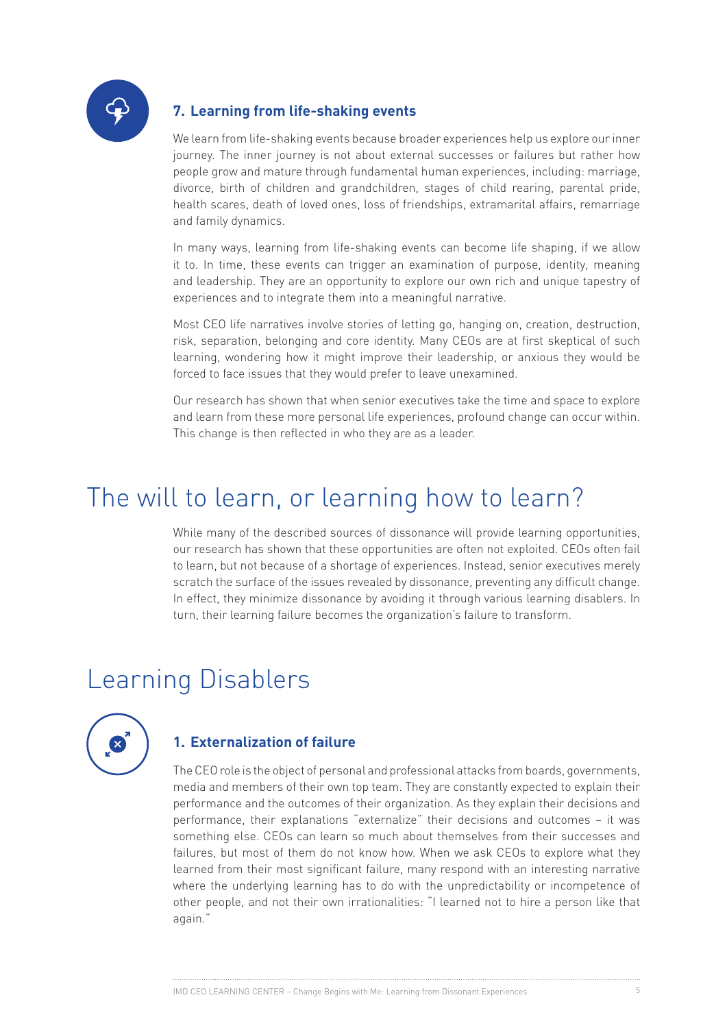### 7. Learning from life-shaking events

We learn from life-shaking events because broader experiences help us explore our inner journey. The inner journey is not about external successes or failures but rather how people grow and mature through fundamental human experiences, including: marriage, divorce, birth of children and grandchildren, stages of child rearing, parental pride, health scares, death of loved ones, loss of friendships, extramarital affairs, remarriage and family dynamics.

In many ways, learning from life-shaking events can become life shaping, if we allow it to. In time, these events can trigger an examination of purpose, identity, meaning and leadership. They are an opportunity to explore our own rich and unique tapestry of experiences and to integrate them into a meaningful narrative.

Most CEO life narratives involve stories of letting go, hanging on, creation, destruction, risk, separation, belonging and core identity. Many CEOs are at first skeptical of such learning, wondering how it might improve their leadership, or anxious they would be forced to face issues that they would prefer to leave unexamined.

Our research has shown that when senior executives take the time and space to explore and learn from these more personal life experiences, profound change can occur within. This change is then reflected in who they are as a leader.

## The will to learn, or learning how to learn?

While many of the described sources of dissonance will provide learning opportunities, our research has shown that these opportunities are often not exploited. CEOs often fail to learn, but not because of a shortage of experiences. Instead, senior executives merely scratch the surface of the issues revealed by dissonance, preventing any difficult change. In effect, they minimize dissonance by avoiding it through various learning disablers. In turn, their learning failure becomes the organization's failure to transform.

## Learning Disablers

### 1. Externalization of failure

The CEO role is the object of personal and professional attacks from boards, governments, media and members of their own top team. They are constantly expected to explain their performance and the outcomes of their organization. As they explain their decisions and performance, their explanations "externalize" their decisions and outcomes – it was something else. CEOs can learn so much about themselves from their successes and failures, but most of them do not know how. When we ask CEOs to explore what they learned from their most significant failure, many respond with an interesting narrative where the underlying learning has to do with the unpredictability or incompetence of other people, and not their own irrationalities: "I learned not to hire a person like that again."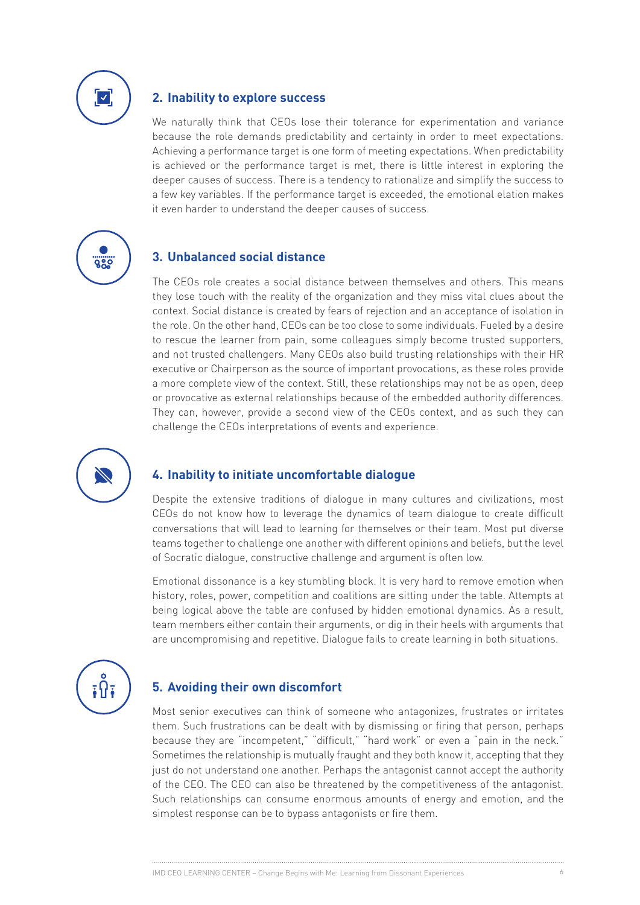## 2. Inability to explore success

We naturally think that CEOs lose their tolerance for experimentation and variance because the role demands predictability and certainty in order to meet expectations. Achieving a performance target is one form of meeting expectations. When predictability is achieved or the performance target is met, there is little interest in exploring the deeper causes of success. There is a tendency to rationalize and simplify the success to a few key variables. If the performance target is exceeded, the emotional elation makes it even harder to understand the deeper causes of success.

## 3. Unbalanced social distance

The CEOs role creates a social distance between themselves and others. This means they lose touch with the reality of the organization and they miss vital clues about the context. Social distance is created by fears of rejection and an acceptance of isolation in the role. On the other hand, CEOs can be too close to some individuals. Fueled by a desire to rescue the learner from pain, some colleagues simply become trusted supporters, and not trusted challengers. Many CEOs also build trusting relationships with their HR executive or Chairperson as the source of important provocations, as these roles provide a more complete view of the context. Still, these relationships may not be as open, deep or provocative as external relationships because of the embedded authority differences. They can, however, provide a second view of the CEOs context, and as such they can challenge the CEOs interpretations of events and experience.

## 4. Inability to initiate uncomfortable dialogue

Despite the extensive traditions of dialogue in many cultures and civilizations, most CEOs do not know how to leverage the dynamics of team dialogue to create difficult conversations that will lead to learning for themselves or their team. Most put diverse teams together to challenge one another with different opinions and beliefs, but the level of Socratic dialogue, constructive challenge and argument is often low.

Emotional dissonance is a key stumbling block. It is very hard to remove emotion when history, roles, power, competition and coalitions are sitting under the table. Attempts at being logical above the table are confused by hidden emotional dynamics. As a result, team members either contain their arguments, or dig in their heels with arguments that are uncompromising and repetitive. Dialogue fails to create learning in both situations.

## 5. Avoiding their own discomfort

Most senior executives can think of someone who antagonizes, frustrates or irritates them. Such frustrations can be dealt with by dismissing or firing that person, perhaps because they are "incompetent," "difficult," "hard work" or even a "pain in the neck." Sometimes the relationship is mutually fraught and they both know it, accepting that they just do not understand one another. Perhaps the antagonist cannot accept the authority of the CEO. The CEO can also be threatened by the competitiveness of the antagonist. Such relationships can consume enormous amounts of energy and emotion, and the simplest response can be to bypass antagonists or fire them.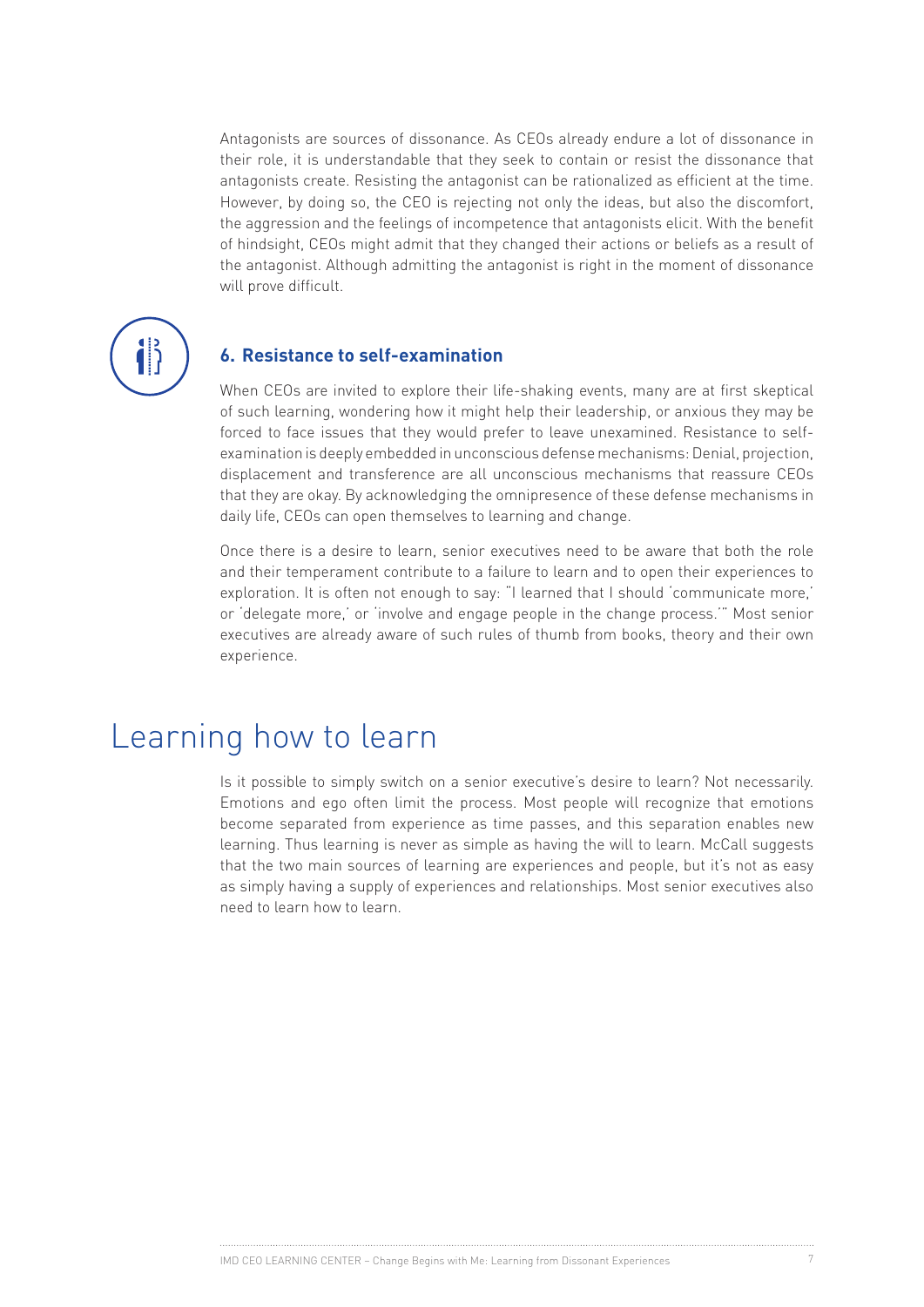Antagonists are sources of dissonance. As CEOs already endure a lot of dissonance in their role, it is understandable that they seek to contain or resist the dissonance that antagonists create. Resisting the antagonist can be rationalized as efficient at the time. However, by doing so, the CEO is rejecting not only the ideas, but also the discomfort, the aggression and the feelings of incompetence that antagonists elicit. With the benefit of hindsight, CEOs might admit that they changed their actions or beliefs as a result of the antagonist. Although admitting the antagonist is right in the moment of dissonance will prove difficult.

### 6. Resistance to self-examination

When CEOs are invited to explore their life-shaking events, many are at first skeptical of such learning, wondering how it might help their leadership, or anxious they may be forced to face issues that they would prefer to leave unexamined. Resistance to self-examination is deeply embedded in unconscious defense mechanisms: Denial, projection, displacement and transference are all unconscious mechanisms that reassure CEOs that they are okay. By acknowledging the omnipresence of these defense mechanisms in daily life, CEOs can open themselves to learning and change.

Once there is a desire to learn, senior executives need to be aware that both the role and their temperament contribute to a failure to learn and to open their experiences to exploration. It is often not enough to say: "I learned that I should 'communicate more,' or 'delegate more,' or 'involve and engage people in the change process.'" Most senior executives are already aware of such rules of thumb from books, theory and their own experience.

## Learning how to learn

Is it possible to simply switch on a senior executive's desire to learn? Not necessarily. Emotions and ego often limit the process. Most people will recognize that emotions become separated from experience as time passes, and this separation enables new learning. Thus learning is never as simple as having the will to learn. McCall suggests that the two main sources of learning are experiences and people, but it's not as easy as simply having a supply of experiences and relationships. Most senior executives also need to learn how to learn.